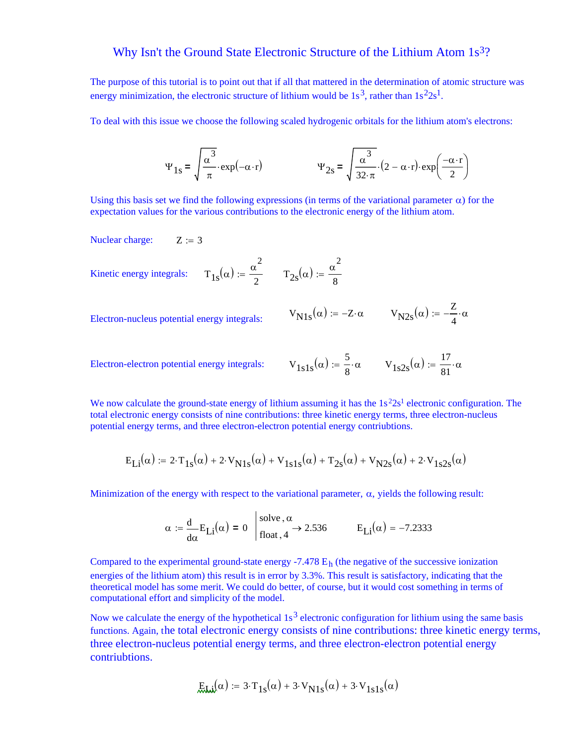# Why Isn't the Ground State Electronic Structure of the Lithium Atom $1s^3$?

The purpose of this tutorial is to point out that if all that mattered in the determination of atomic structure was energy minimization, the electronic structure of lithium would be $1s^3$, rather than $1s^2 2s^1$.

To deal with this issue we choose the following scaled hydrogenic orbitals for the lithium atom's electrons:

$$\Psi_{1s} = \sqrt{\frac{\alpha^3}{\pi}} \cdot \exp(-\alpha \cdot r) \qquad \Psi_{2s} = \sqrt{\frac{\alpha^3}{32 \cdot \pi}} \cdot (2 - \alpha \cdot r) \cdot \exp\left(\frac{-\alpha \cdot r}{2}\right)$$

Using this basis set we find the following expressions (in terms of the variational parameter $\alpha$) for the expectation values for the various contributions to the electronic energy of the lithium atom.

Nuclear charge: $Z := 3$

Kinetic energy integrals: $T_{1s}(\alpha) := \frac{\alpha^2}{2} \qquad T_{2s}(\alpha) := \frac{\alpha^2}{8}$

Electron-nucleus potential energy integrals: $V_{N1s}(\alpha) := -Z \cdot \alpha \qquad V_{N2s}(\alpha) := -\frac{Z}{4} \cdot \alpha$

Electron-electron potential energy integrals: $V_{1s1s}(\alpha) := \frac{5}{8} \cdot \alpha \qquad V_{1s2s}(\alpha) := \frac{17}{81} \cdot \alpha$

We now calculate the ground-state energy of lithium assuming it has the $1s^2 2s^1$ electronic configuration. The total electronic energy consists of nine contributions: three kinetic energy terms, three electron-nucleus potential energy terms, and three electron-electron potential energy contriubtions.

$$E_{Li}(\alpha) := 2 \cdot T_{1s}(\alpha) + 2 \cdot V_{N1s}(\alpha) + V_{1s1s}(\alpha) + T_{2s}(\alpha) + V_{N2s}(\alpha) + 2 \cdot V_{1s2s}(\alpha)$$

Minimization of the energy with respect to the variational parameter, $\alpha$, yields the following result:

$$\alpha := \frac{d}{d\alpha} E_{Li}(\alpha) = 0 \;\Bigg|\; \begin{array}{l} \text{solve}, \alpha \\ \text{float}, 4 \end{array} \rightarrow 2.536 \qquad E_{Li}(\alpha) = -7.2333$$

Compared to the experimental ground-state energy -7.478 $E_h$ (the negative of the successive ionization energies of the lithium atom) this result is in error by 3.3%. This result is satisfactory, indicating that the theoretical model has some merit. We could do better, of course, but it would cost something in terms of computational effort and simplicity of the model.

Now we calculate the energy of the hypothetical $1s^3$ electronic configuration for lithium using the same basis functions. Again, the total electronic energy consists of nine contributions: three kinetic energy terms, three electron-nucleus potential energy terms, and three electron-electron potential energy contriubtions.

$$E_{Li}(\alpha) := 3 \cdot T_{1s}(\alpha) + 3 \cdot V_{N1s}(\alpha) + 3 \cdot V_{1s1s}(\alpha)$$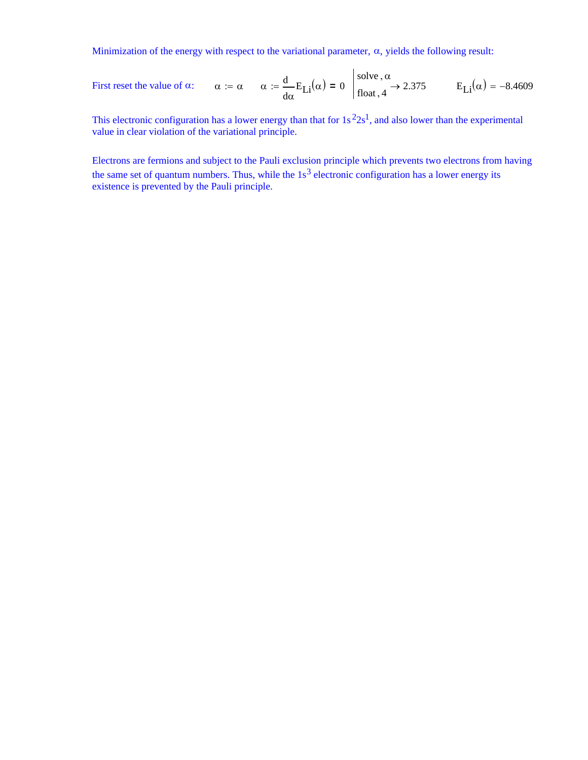Minimization of the energy with respect to the variational parameter, $\alpha$, yields the following result:

First reset the value of $\alpha$: $\alpha := \alpha$ $\qquad \alpha := \frac{d}{d\alpha} E_{Li}(\alpha) = 0 \ \left| \begin{array}{l} \text{solve}, \alpha \\ \text{float}, 4 \end{array} \right. \rightarrow 2.375$ $\qquad E_{Li}(\alpha) = -8.4609$

This electronic configuration has a lower energy than that for $1s^2 2s^1$, and also lower than the experimental value in clear violation of the variational principle.

Electrons are fermions and subject to the Pauli exclusion principle which prevents two electrons from having the same set of quantum numbers. Thus, while the $1s^3$ electronic configuration has a lower energy its existence is prevented by the Pauli principle.